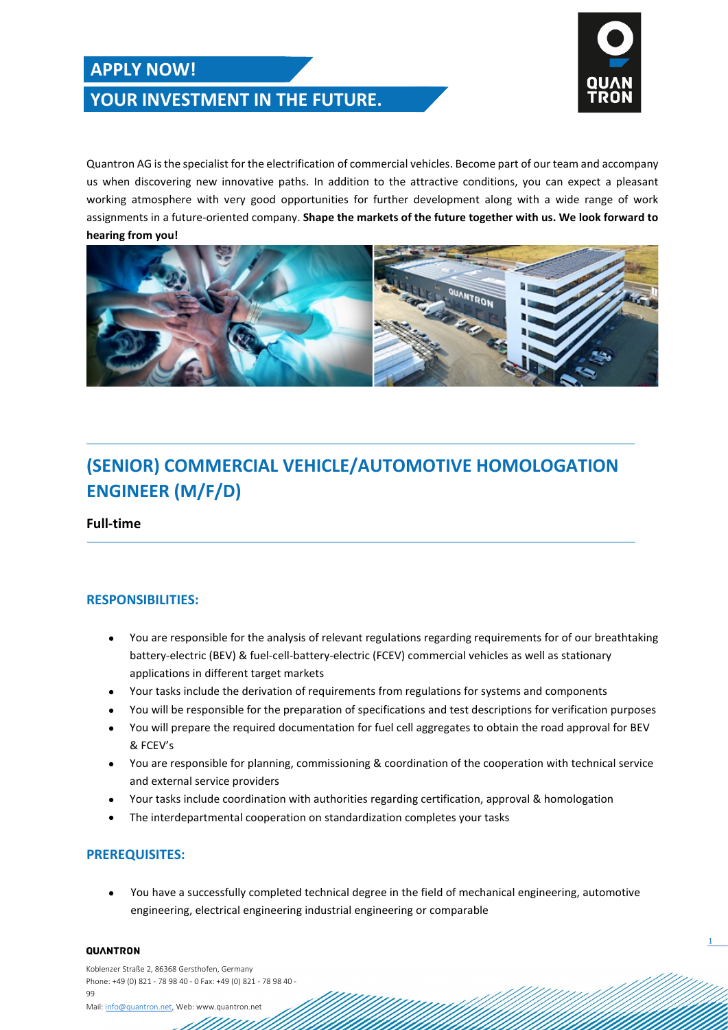# APPLY NOW!

## YOUR INVESTMENT IN THE FUTURE.

Quantron AG is the specialist for the electrification of commercial vehicles. Become part of our team and accompany us when discovering new innovative paths. In addition to the attractive conditions, you can expect a pleasant working atmosphere with very good opportunities for further development along with a wide range of work assignments in a future-oriented company. **Shape the markets of the future together with us. We look forward to hearing from you!**

## (SENIOR) COMMERCIAL VEHICLE/AUTOMOTIVE HOMOLOGATION ENGINEER (M/F/D)

**Full-time**

### RESPONSIBILITIES:

- You are responsible for the analysis of relevant regulations regarding requirements for of our breathtaking battery-electric (BEV) & fuel-cell-battery-electric (FCEV) commercial vehicles as well as stationary applications in different target markets
- Your tasks include the derivation of requirements from regulations for systems and components
- You will be responsible for the preparation of specifications and test descriptions for verification purposes
- You will prepare the required documentation for fuel cell aggregates to obtain the road approval for BEV & FCEV's
- You are responsible for planning, commissioning & coordination of the cooperation with technical service and external service providers
- Your tasks include coordination with authorities regarding certification, approval & homologation
- The interdepartmental cooperation on standardization completes your tasks

### PREREQUISITES:

- You have a successfully completed technical degree in the field of mechanical engineering, automotive engineering, electrical engineering industrial engineering or comparable

**QUANTRON**

Koblenzer Straße 2, 86368 Gersthofen, Germany
Phone: +49 (0) 821 - 78 98 40 - 0 Fax: +49 (0) 821 - 78 98 40 - 99
Mail: info@quantron.net, Web: www.quantron.net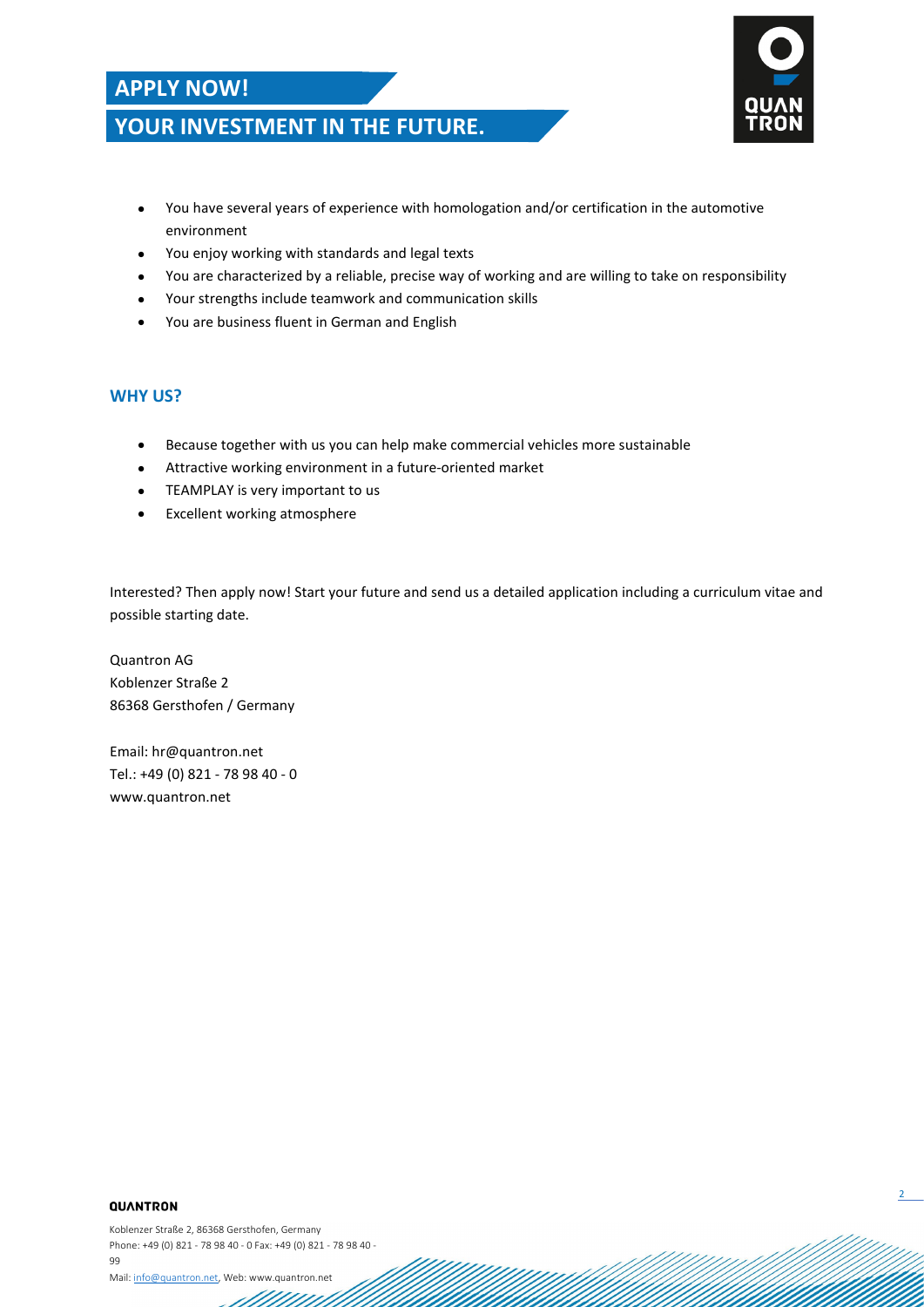## APPLY NOW!

## YOUR INVESTMENT IN THE FUTURE.

- You have several years of experience with homologation and/or certification in the automotive environment
- You enjoy working with standards and legal texts
- You are characterized by a reliable, precise way of working and are willing to take on responsibility
- Your strengths include teamwork and communication skills
- You are business fluent in German and English

### WHY US?

- Because together with us you can help make commercial vehicles more sustainable
- Attractive working environment in a future-oriented market
- TEAMPLAY is very important to us
- Excellent working atmosphere

Interested? Then apply now! Start your future and send us a detailed application including a curriculum vitae and possible starting date.

Quantron AG
Koblenzer Straße 2
86368 Gersthofen / Germany

Email: hr@quantron.net
Tel.: +49 (0) 821 - 78 98 40 - 0
www.quantron.net